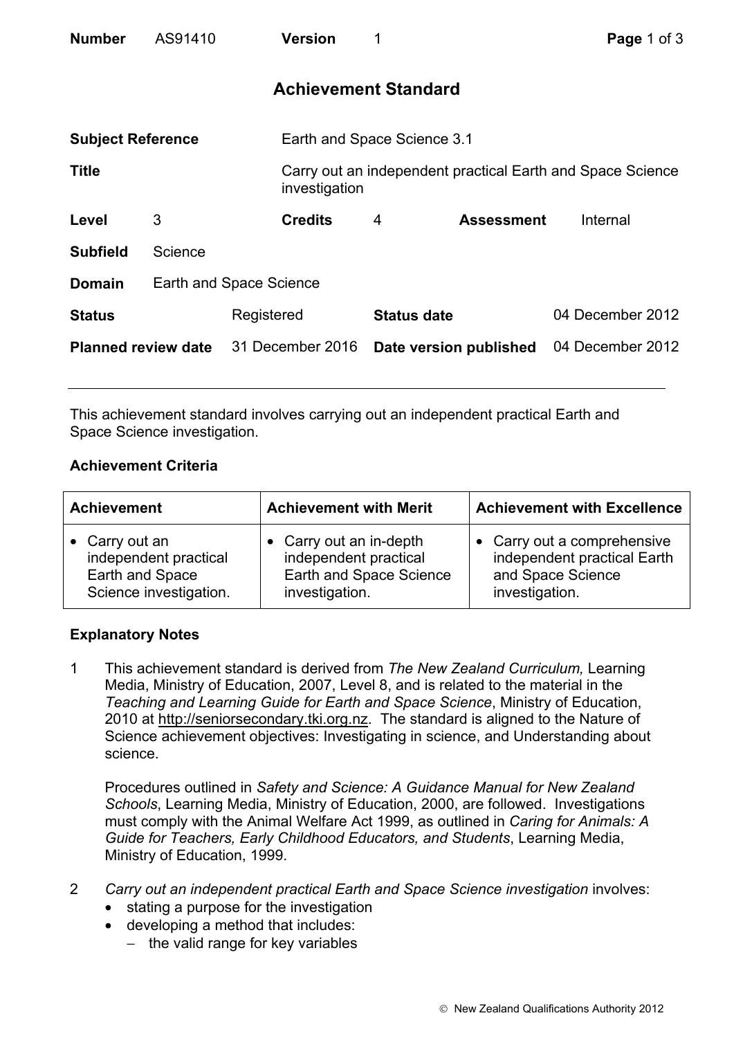| Number | AS91410 | Version | 1 |
|---|---|---|---|

# Achievement Standard

| | | | |
|---|---|---|---|
| **Subject Reference** | Earth and Space Science 3.1 | | |
| **Title** | Carry out an independent practical Earth and Space Science investigation | | |
| **Level** 3 | **Credits** 4 | **Assessment** | Internal |
| **Subfield** | Science | | |
| **Domain** | Earth and Space Science | | |
| **Status** | Registered | **Status date** | 04 December 2012 |
| **Planned review date** | 31 December 2016 | **Date version published** | 04 December 2012 |

This achievement standard involves carrying out an independent practical Earth and Space Science investigation.

## Achievement Criteria

| Achievement | Achievement with Merit | Achievement with Excellence |
|---|---|---|
| • Carry out an independent practical Earth and Space Science investigation. | • Carry out an in-depth independent practical Earth and Space Science investigation. | • Carry out a comprehensive independent practical Earth and Space Science investigation. |

## Explanatory Notes

1 This achievement standard is derived from *The New Zealand Curriculum,* Learning Media, Ministry of Education, 2007, Level 8, and is related to the material in the *Teaching and Learning Guide for Earth and Space Science*, Ministry of Education, 2010 at http://seniorsecondary.tki.org.nz. The standard is aligned to the Nature of Science achievement objectives: Investigating in science, and Understanding about science.

   Procedures outlined in *Safety and Science: A Guidance Manual for New Zealand Schools*, Learning Media, Ministry of Education, 2000, are followed. Investigations must comply with the Animal Welfare Act 1999, as outlined in *Caring for Animals: A Guide for Teachers, Early Childhood Educators, and Students*, Learning Media, Ministry of Education, 1999.

2 *Carry out an independent practical Earth and Space Science investigation* involves:
   - stating a purpose for the investigation
   - developing a method that includes:
     - the valid range for key variables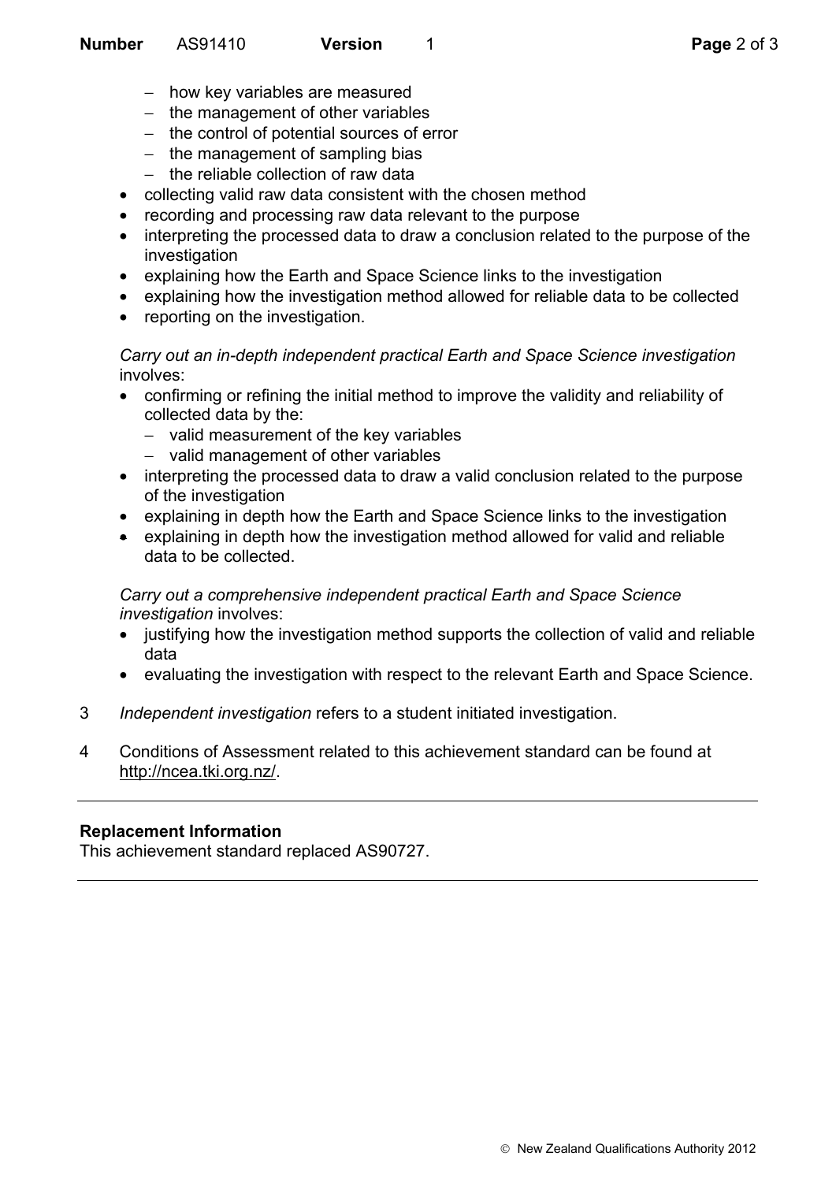- how key variables are measured
  - the management of other variables
  - the control of potential sources of error
  - the management of sampling bias
  - the reliable collection of raw data
- collecting valid raw data consistent with the chosen method
- recording and processing raw data relevant to the purpose
- interpreting the processed data to draw a conclusion related to the purpose of the investigation
- explaining how the Earth and Space Science links to the investigation
- explaining how the investigation method allowed for reliable data to be collected
- reporting on the investigation.

*Carry out an in-depth independent practical Earth and Space Science investigation* involves:

- confirming or refining the initial method to improve the validity and reliability of collected data by the:
  - valid measurement of the key variables
  - valid management of other variables
- interpreting the processed data to draw a valid conclusion related to the purpose of the investigation
- explaining in depth how the Earth and Space Science links to the investigation
- explaining in depth how the investigation method allowed for valid and reliable data to be collected.

*Carry out a comprehensive independent practical Earth and Space Science investigation* involves:

- justifying how the investigation method supports the collection of valid and reliable data
- evaluating the investigation with respect to the relevant Earth and Space Science.

3 *Independent investigation* refers to a student initiated investigation.

4 Conditions of Assessment related to this achievement standard can be found at http://ncea.tki.org.nz/.

---

**Replacement Information**

This achievement standard replaced AS90727.

---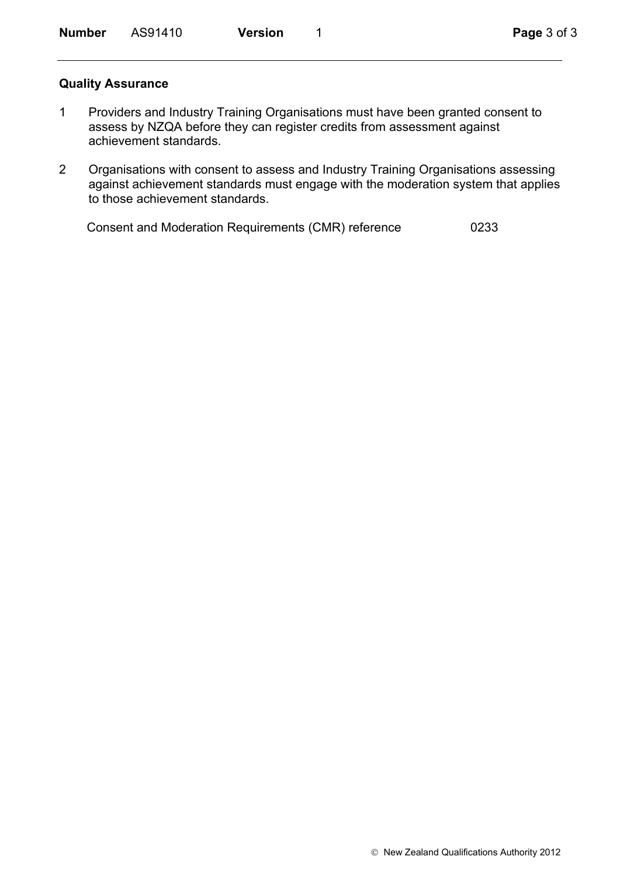## Quality Assurance

1. Providers and Industry Training Organisations must have been granted consent to assess by NZQA before they can register credits from assessment against achievement standards.

2. Organisations with consent to assess and Industry Training Organisations assessing against achievement standards must engage with the moderation system that applies to those achievement standards.

Consent and Moderation Requirements (CMR) reference 0233

© New Zealand Qualifications Authority 2012